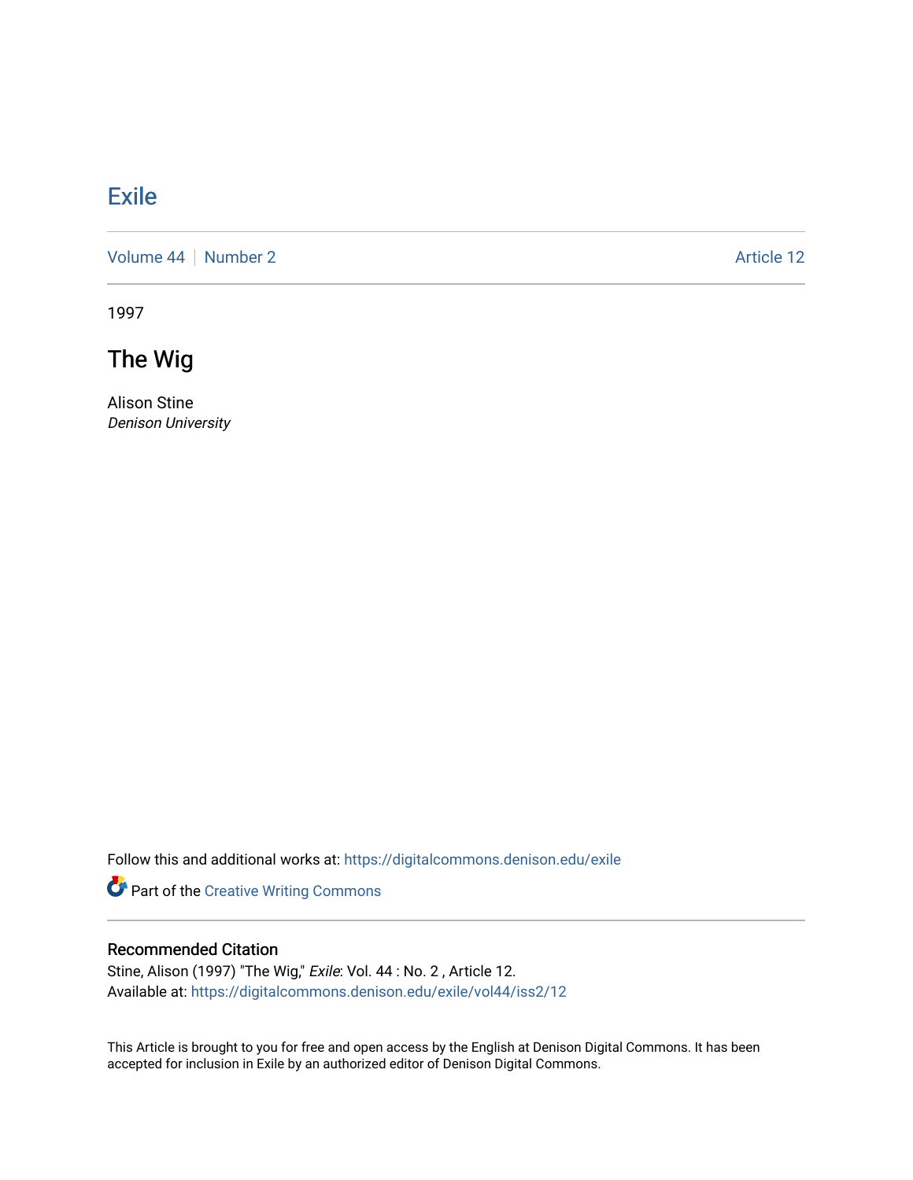# Exile

Volume 44 | Number 2 | Article 12

1997

## The Wig

Alison Stine
*Denison University*

Follow this and additional works at: https://digitalcommons.denison.edu/exile

Part of the Creative Writing Commons

### Recommended Citation

Stine, Alison (1997) "The Wig," *Exile*: Vol. 44 : No. 2 , Article 12.
Available at: https://digitalcommons.denison.edu/exile/vol44/iss2/12

This Article is brought to you for free and open access by the English at Denison Digital Commons. It has been accepted for inclusion in Exile by an authorized editor of Denison Digital Commons.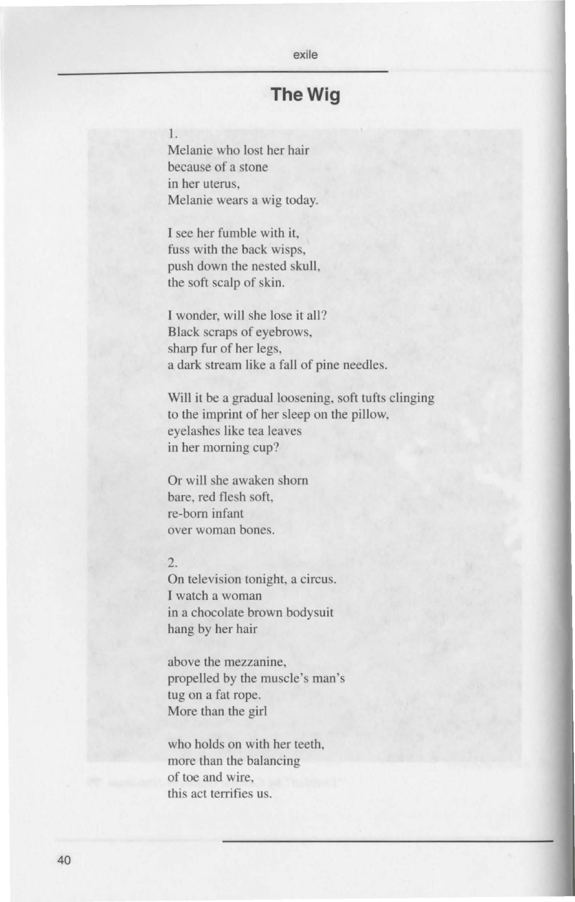# The Wig

1.
Melanie who lost her hair
because of a stone
in her uterus,
Melanie wears a wig today.

I see her fumble with it,
fuss with the back wisps,
push down the nested skull,
the soft scalp of skin.

I wonder, will she lose it all?
Black scraps of eyebrows,
sharp fur of her legs,
a dark stream like a fall of pine needles.

Will it be a gradual loosening, soft tufts clinging
to the imprint of her sleep on the pillow,
eyelashes like tea leaves
in her morning cup?

Or will she awaken shorn
bare, red flesh soft,
re-born infant
over woman bones.

2.
On television tonight, a circus.
I watch a woman
in a chocolate brown bodysuit
hang by her hair

above the mezzanine,
propelled by the muscle's man's
tug on a fat rope.
More than the girl

who holds on with her teeth,
more than the balancing
of toe and wire,
this act terrifies us.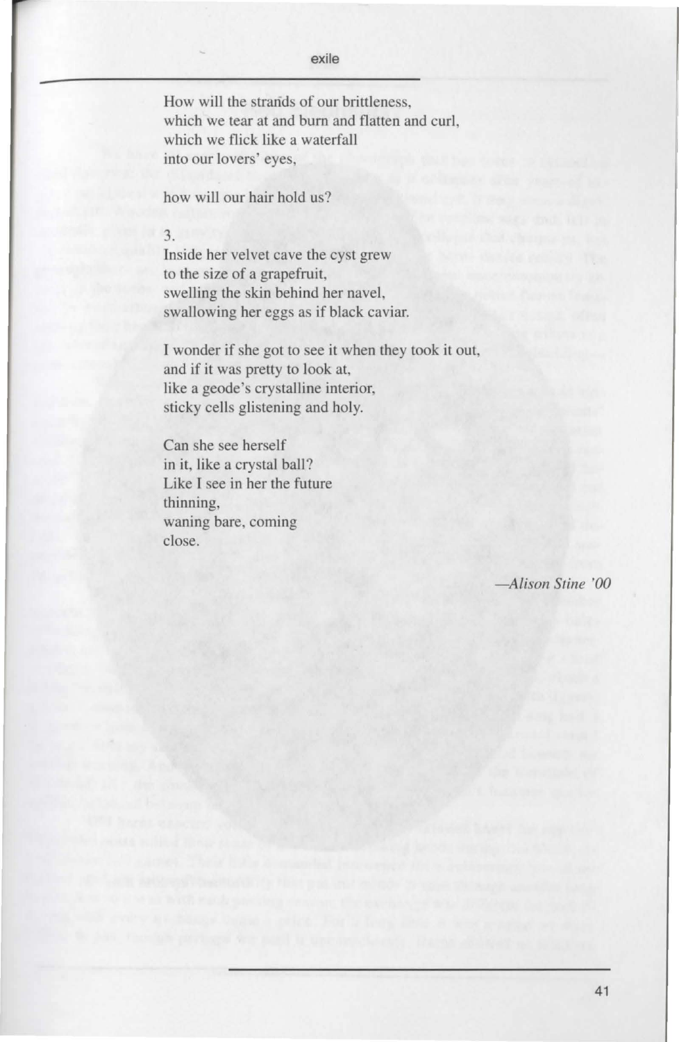How will the strands of our brittleness,
which we tear at and burn and flatten and curl,
which we flick like a waterfall
into our lovers' eyes,

how will our hair hold us?

3.
Inside her velvet cave the cyst grew
to the size of a grapefruit,
swelling the skin behind her navel,
swallowing her eggs as if black caviar.

I wonder if she got to see it when they took it out,
and if it was pretty to look at,
like a geode's crystalline interior,
sticky cells glistening and holy.

Can she see herself
in it, like a crystal ball?
Like I see in her the future
thinning,
waning bare, coming
close.

*—Alison Stine '00*